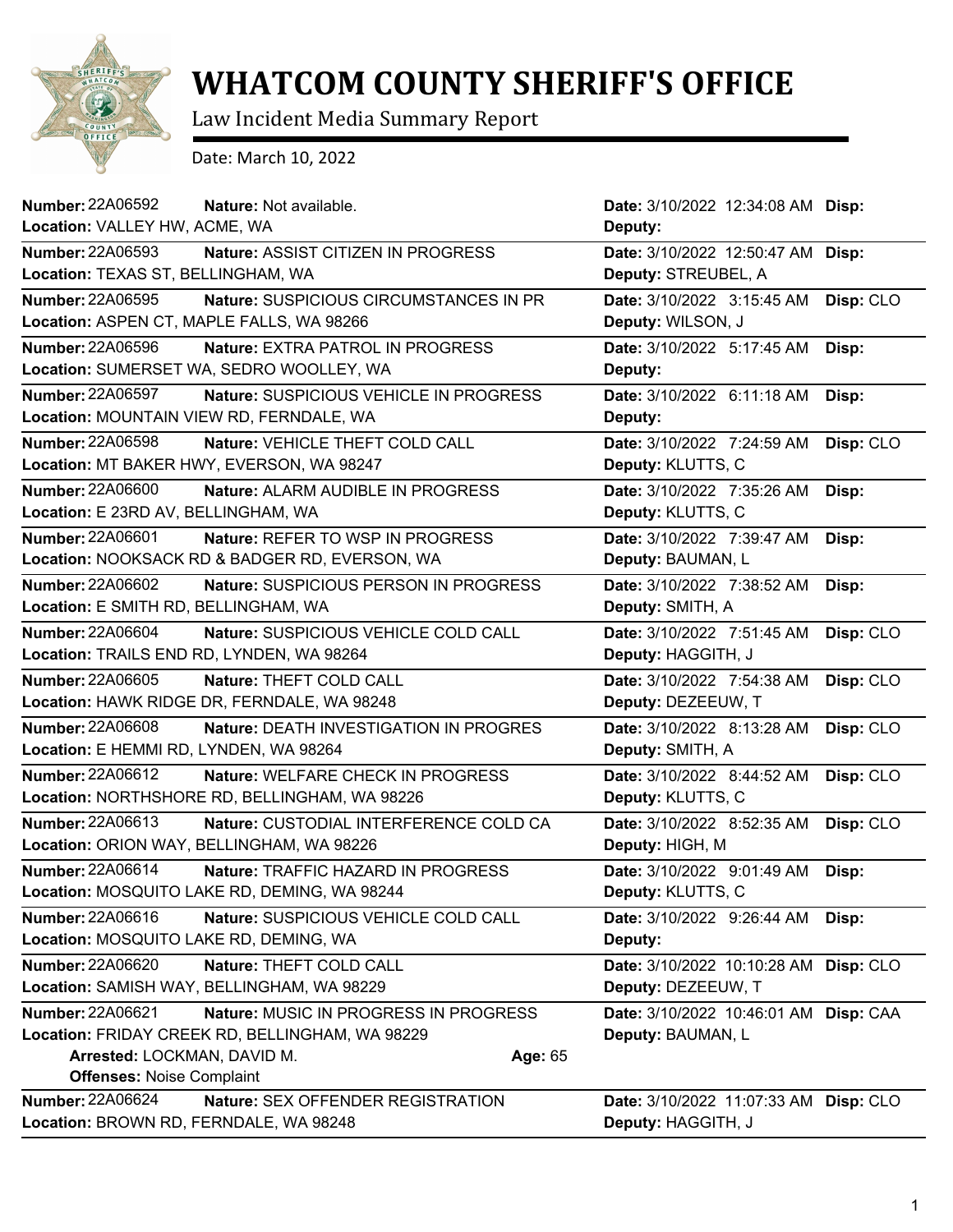# WHATCOM COUNTY SHERIFF'S OFFICE

Law Incident Media Summary Report

Date: March 10, 2022

**Number:** 22A06592 **Nature:** Not available. **Date:** 3/10/2022 12:34:08 AM **Disp:**
**Location:** VALLEY HW, ACME, WA **Deputy:**

---

**Number:** 22A06593 **Nature:** ASSIST CITIZEN IN PROGRESS **Date:** 3/10/2022 12:50:47 AM **Disp:**
**Location:** TEXAS ST, BELLINGHAM, WA **Deputy:** STREUBEL, A

---

**Number:** 22A06595 **Nature:** SUSPICIOUS CIRCUMSTANCES IN PR **Date:** 3/10/2022 3:15:45 AM **Disp:** CLO
**Location:** ASPEN CT, MAPLE FALLS, WA 98266 **Deputy:** WILSON, J

---

**Number:** 22A06596 **Nature:** EXTRA PATROL IN PROGRESS **Date:** 3/10/2022 5:17:45 AM **Disp:**
**Location:** SUMERSET WA, SEDRO WOOLLEY, WA **Deputy:**

---

**Number:** 22A06597 **Nature:** SUSPICIOUS VEHICLE IN PROGRESS **Date:** 3/10/2022 6:11:18 AM **Disp:**
**Location:** MOUNTAIN VIEW RD, FERNDALE, WA **Deputy:**

---

**Number:** 22A06598 **Nature:** VEHICLE THEFT COLD CALL **Date:** 3/10/2022 7:24:59 AM **Disp:** CLO
**Location:** MT BAKER HWY, EVERSON, WA 98247 **Deputy:** KLUTTS, C

---

**Number:** 22A06600 **Nature:** ALARM AUDIBLE IN PROGRESS **Date:** 3/10/2022 7:35:26 AM **Disp:**
**Location:** E 23RD AV, BELLINGHAM, WA **Deputy:** KLUTTS, C

---

**Number:** 22A06601 **Nature:** REFER TO WSP IN PROGRESS **Date:** 3/10/2022 7:39:47 AM **Disp:**
**Location:** NOOKSACK RD & BADGER RD, EVERSON, WA **Deputy:** BAUMAN, L

---

**Number:** 22A06602 **Nature:** SUSPICIOUS PERSON IN PROGRESS **Date:** 3/10/2022 7:38:52 AM **Disp:**
**Location:** E SMITH RD, BELLINGHAM, WA **Deputy:** SMITH, A

---

**Number:** 22A06604 **Nature:** SUSPICIOUS VEHICLE COLD CALL **Date:** 3/10/2022 7:51:45 AM **Disp:** CLO
**Location:** TRAILS END RD, LYNDEN, WA 98264 **Deputy:** HAGGITH, J

---

**Number:** 22A06605 **Nature:** THEFT COLD CALL **Date:** 3/10/2022 7:54:38 AM **Disp:** CLO
**Location:** HAWK RIDGE DR, FERNDALE, WA 98248 **Deputy:** DEZEEUW, T

---

**Number:** 22A06608 **Nature:** DEATH INVESTIGATION IN PROGRES **Date:** 3/10/2022 8:13:28 AM **Disp:** CLO
**Location:** E HEMMI RD, LYNDEN, WA 98264 **Deputy:** SMITH, A

---

**Number:** 22A06612 **Nature:** WELFARE CHECK IN PROGRESS **Date:** 3/10/2022 8:44:52 AM **Disp:** CLO
**Location:** NORTHSHORE RD, BELLINGHAM, WA 98226 **Deputy:** KLUTTS, C

---

**Number:** 22A06613 **Nature:** CUSTODIAL INTERFERENCE COLD CA **Date:** 3/10/2022 8:52:35 AM **Disp:** CLO
**Location:** ORION WAY, BELLINGHAM, WA 98226 **Deputy:** HIGH, M

---

**Number:** 22A06614 **Nature:** TRAFFIC HAZARD IN PROGRESS **Date:** 3/10/2022 9:01:49 AM **Disp:**
**Location:** MOSQUITO LAKE RD, DEMING, WA 98244 **Deputy:** KLUTTS, C

---

**Number:** 22A06616 **Nature:** SUSPICIOUS VEHICLE COLD CALL **Date:** 3/10/2022 9:26:44 AM **Disp:**
**Location:** MOSQUITO LAKE RD, DEMING, WA **Deputy:**

---

**Number:** 22A06620 **Nature:** THEFT COLD CALL **Date:** 3/10/2022 10:10:28 AM **Disp:** CLO
**Location:** SAMISH WAY, BELLINGHAM, WA 98229 **Deputy:** DEZEEUW, T

---

**Number:** 22A06621 **Nature:** MUSIC IN PROGRESS IN PROGRESS **Date:** 3/10/2022 10:46:01 AM **Disp:** CAA
**Location:** FRIDAY CREEK RD, BELLINGHAM, WA 98229 **Deputy:** BAUMAN, L
**Arrested:** LOCKMAN, DAVID M. **Age:** 65
**Offenses:** Noise Complaint

---

**Number:** 22A06624 **Nature:** SEX OFFENDER REGISTRATION **Date:** 3/10/2022 11:07:33 AM **Disp:** CLO
**Location:** BROWN RD, FERNDALE, WA 98248 **Deputy:** HAGGITH, J

---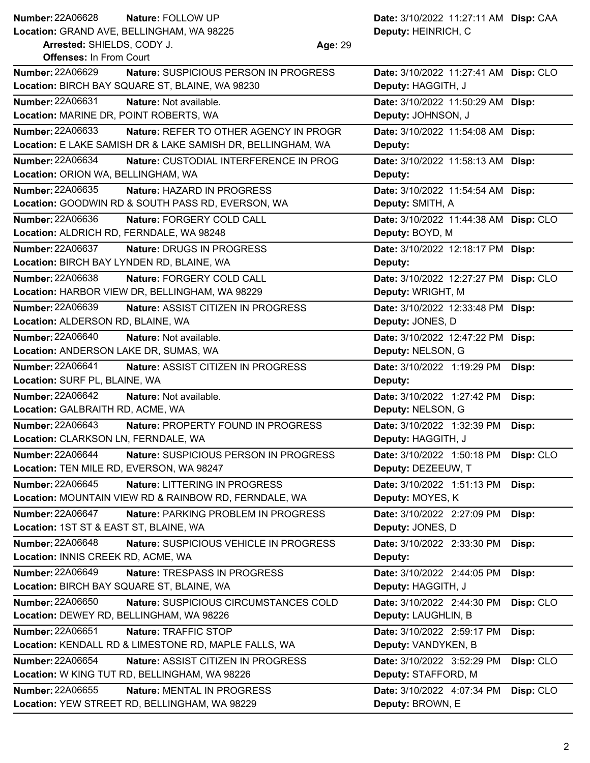**Number:** 22A06628 **Nature:** FOLLOW UP **Date:** 3/10/2022 11:27:11 AM **Disp:** CAA
**Location:** GRAND AVE, BELLINGHAM, WA 98225 **Deputy:** HEINRICH, C
**Arrested:** SHIELDS, CODY J. **Age:** 29
**Offenses:** In From Court

---

**Number:** 22A06629 **Nature:** SUSPICIOUS PERSON IN PROGRESS **Date:** 3/10/2022 11:27:41 AM **Disp:** CLO
**Location:** BIRCH BAY SQUARE ST, BLAINE, WA 98230 **Deputy:** HAGGITH, J

---

**Number:** 22A06631 **Nature:** Not available. **Date:** 3/10/2022 11:50:29 AM **Disp:**
**Location:** MARINE DR, POINT ROBERTS, WA **Deputy:** JOHNSON, J

---

**Number:** 22A06633 **Nature:** REFER TO OTHER AGENCY IN PROGR **Date:** 3/10/2022 11:54:08 AM **Disp:**
**Location:** E LAKE SAMISH DR & LAKE SAMISH DR, BELLINGHAM, WA **Deputy:**

---

**Number:** 22A06634 **Nature:** CUSTODIAL INTERFERENCE IN PROG **Date:** 3/10/2022 11:58:13 AM **Disp:**
**Location:** ORION WA, BELLINGHAM, WA **Deputy:**

---

**Number:** 22A06635 **Nature:** HAZARD IN PROGRESS **Date:** 3/10/2022 11:54:54 AM **Disp:**
**Location:** GOODWIN RD & SOUTH PASS RD, EVERSON, WA **Deputy:** SMITH, A

---

**Number:** 22A06636 **Nature:** FORGERY COLD CALL **Date:** 3/10/2022 11:44:38 AM **Disp:** CLO
**Location:** ALDRICH RD, FERNDALE, WA 98248 **Deputy:** BOYD, M

---

**Number:** 22A06637 **Nature:** DRUGS IN PROGRESS **Date:** 3/10/2022 12:18:17 PM **Disp:**
**Location:** BIRCH BAY LYNDEN RD, BLAINE, WA **Deputy:**

---

**Number:** 22A06638 **Nature:** FORGERY COLD CALL **Date:** 3/10/2022 12:27:27 PM **Disp:** CLO
**Location:** HARBOR VIEW DR, BELLINGHAM, WA 98229 **Deputy:** WRIGHT, M

---

**Number:** 22A06639 **Nature:** ASSIST CITIZEN IN PROGRESS **Date:** 3/10/2022 12:33:48 PM **Disp:**
**Location:** ALDERSON RD, BLAINE, WA **Deputy:** JONES, D

---

**Number:** 22A06640 **Nature:** Not available. **Date:** 3/10/2022 12:47:22 PM **Disp:**
**Location:** ANDERSON LAKE DR, SUMAS, WA **Deputy:** NELSON, G

---

**Number:** 22A06641 **Nature:** ASSIST CITIZEN IN PROGRESS **Date:** 3/10/2022 1:19:29 PM **Disp:**
**Location:** SURF PL, BLAINE, WA **Deputy:**

---

**Number:** 22A06642 **Nature:** Not available. **Date:** 3/10/2022 1:27:42 PM **Disp:**
**Location:** GALBRAITH RD, ACME, WA **Deputy:** NELSON, G

---

**Number:** 22A06643 **Nature:** PROPERTY FOUND IN PROGRESS **Date:** 3/10/2022 1:32:39 PM **Disp:**
**Location:** CLARKSON LN, FERNDALE, WA **Deputy:** HAGGITH, J

---

**Number:** 22A06644 **Nature:** SUSPICIOUS PERSON IN PROGRESS **Date:** 3/10/2022 1:50:18 PM **Disp:** CLO
**Location:** TEN MILE RD, EVERSON, WA 98247 **Deputy:** DEZEEUW, T

---

**Number:** 22A06645 **Nature:** LITTERING IN PROGRESS **Date:** 3/10/2022 1:51:13 PM **Disp:**
**Location:** MOUNTAIN VIEW RD & RAINBOW RD, FERNDALE, WA **Deputy:** MOYES, K

---

**Number:** 22A06647 **Nature:** PARKING PROBLEM IN PROGRESS **Date:** 3/10/2022 2:27:09 PM **Disp:**
**Location:** 1ST ST & EAST ST, BLAINE, WA **Deputy:** JONES, D

---

**Number:** 22A06648 **Nature:** SUSPICIOUS VEHICLE IN PROGRESS **Date:** 3/10/2022 2:33:30 PM **Disp:**
**Location:** INNIS CREEK RD, ACME, WA **Deputy:**

---

**Number:** 22A06649 **Nature:** TRESPASS IN PROGRESS **Date:** 3/10/2022 2:44:05 PM **Disp:**
**Location:** BIRCH BAY SQUARE ST, BLAINE, WA **Deputy:** HAGGITH, J

---

**Number:** 22A06650 **Nature:** SUSPICIOUS CIRCUMSTANCES COLD **Date:** 3/10/2022 2:44:30 PM **Disp:** CLO
**Location:** DEWEY RD, BELLINGHAM, WA 98226 **Deputy:** LAUGHLIN, B

---

**Number:** 22A06651 **Nature:** TRAFFIC STOP **Date:** 3/10/2022 2:59:17 PM **Disp:**
**Location:** KENDALL RD & LIMESTONE RD, MAPLE FALLS, WA **Deputy:** VANDYKEN, B

---

**Number:** 22A06654 **Nature:** ASSIST CITIZEN IN PROGRESS **Date:** 3/10/2022 3:52:29 PM **Disp:** CLO
**Location:** W KING TUT RD, BELLINGHAM, WA 98226 **Deputy:** STAFFORD, M

---

**Number:** 22A06655 **Nature:** MENTAL IN PROGRESS **Date:** 3/10/2022 4:07:34 PM **Disp:** CLO
**Location:** YEW STREET RD, BELLINGHAM, WA 98229 **Deputy:** BROWN, E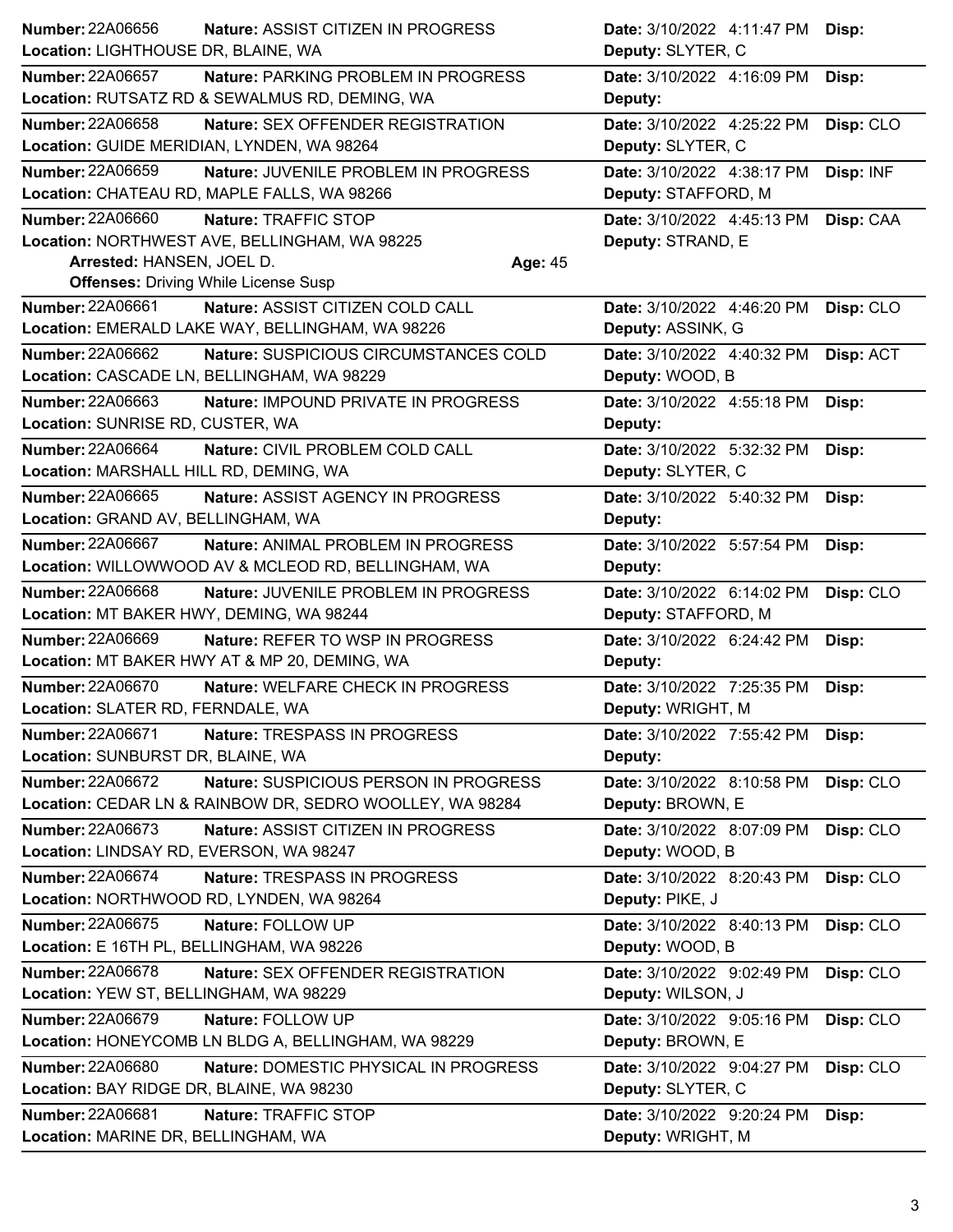**Number:** 22A06656 **Nature:** ASSIST CITIZEN IN PROGRESS **Date:** 3/10/2022 4:11:47 PM **Disp:**
**Location:** LIGHTHOUSE DR, BLAINE, WA **Deputy:** SLYTER, C

---

**Number:** 22A06657 **Nature:** PARKING PROBLEM IN PROGRESS **Date:** 3/10/2022 4:16:09 PM **Disp:**
**Location:** RUTSATZ RD & SEWALMUS RD, DEMING, WA **Deputy:**

---

**Number:** 22A06658 **Nature:** SEX OFFENDER REGISTRATION **Date:** 3/10/2022 4:25:22 PM **Disp:** CLO
**Location:** GUIDE MERIDIAN, LYNDEN, WA 98264 **Deputy:** SLYTER, C

---

**Number:** 22A06659 **Nature:** JUVENILE PROBLEM IN PROGRESS **Date:** 3/10/2022 4:38:17 PM **Disp:** INF
**Location:** CHATEAU RD, MAPLE FALLS, WA 98266 **Deputy:** STAFFORD, M

---

**Number:** 22A06660 **Nature:** TRAFFIC STOP **Date:** 3/10/2022 4:45:13 PM **Disp:** CAA
**Location:** NORTHWEST AVE, BELLINGHAM, WA 98225 **Deputy:** STRAND, E
**Arrested:** HANSEN, JOEL D. **Age:** 45
**Offenses:** Driving While License Susp

---

**Number:** 22A06661 **Nature:** ASSIST CITIZEN COLD CALL **Date:** 3/10/2022 4:46:20 PM **Disp:** CLO
**Location:** EMERALD LAKE WAY, BELLINGHAM, WA 98226 **Deputy:** ASSINK, G

---

**Number:** 22A06662 **Nature:** SUSPICIOUS CIRCUMSTANCES COLD **Date:** 3/10/2022 4:40:32 PM **Disp:** ACT
**Location:** CASCADE LN, BELLINGHAM, WA 98229 **Deputy:** WOOD, B

---

**Number:** 22A06663 **Nature:** IMPOUND PRIVATE IN PROGRESS **Date:** 3/10/2022 4:55:18 PM **Disp:**
**Location:** SUNRISE RD, CUSTER, WA **Deputy:**

---

**Number:** 22A06664 **Nature:** CIVIL PROBLEM COLD CALL **Date:** 3/10/2022 5:32:32 PM **Disp:**
**Location:** MARSHALL HILL RD, DEMING, WA **Deputy:** SLYTER, C

---

**Number:** 22A06665 **Nature:** ASSIST AGENCY IN PROGRESS **Date:** 3/10/2022 5:40:32 PM **Disp:**
**Location:** GRAND AV, BELLINGHAM, WA **Deputy:**

---

**Number:** 22A06667 **Nature:** ANIMAL PROBLEM IN PROGRESS **Date:** 3/10/2022 5:57:54 PM **Disp:**
**Location:** WILLOWWOOD AV & MCLEOD RD, BELLINGHAM, WA **Deputy:**

---

**Number:** 22A06668 **Nature:** JUVENILE PROBLEM IN PROGRESS **Date:** 3/10/2022 6:14:02 PM **Disp:** CLO
**Location:** MT BAKER HWY, DEMING, WA 98244 **Deputy:** STAFFORD, M

---

**Number:** 22A06669 **Nature:** REFER TO WSP IN PROGRESS **Date:** 3/10/2022 6:24:42 PM **Disp:**
**Location:** MT BAKER HWY AT & MP 20, DEMING, WA **Deputy:**

---

**Number:** 22A06670 **Nature:** WELFARE CHECK IN PROGRESS **Date:** 3/10/2022 7:25:35 PM **Disp:**
**Location:** SLATER RD, FERNDALE, WA **Deputy:** WRIGHT, M

---

**Number:** 22A06671 **Nature:** TRESPASS IN PROGRESS **Date:** 3/10/2022 7:55:42 PM **Disp:**
**Location:** SUNBURST DR, BLAINE, WA **Deputy:**

---

**Number:** 22A06672 **Nature:** SUSPICIOUS PERSON IN PROGRESS **Date:** 3/10/2022 8:10:58 PM **Disp:** CLO
**Location:** CEDAR LN & RAINBOW DR, SEDRO WOOLLEY, WA 98284 **Deputy:** BROWN, E

---

**Number:** 22A06673 **Nature:** ASSIST CITIZEN IN PROGRESS **Date:** 3/10/2022 8:07:09 PM **Disp:** CLO
**Location:** LINDSAY RD, EVERSON, WA 98247 **Deputy:** WOOD, B

---

**Number:** 22A06674 **Nature:** TRESPASS IN PROGRESS **Date:** 3/10/2022 8:20:43 PM **Disp:** CLO
**Location:** NORTHWOOD RD, LYNDEN, WA 98264 **Deputy:** PIKE, J

---

**Number:** 22A06675 **Nature:** FOLLOW UP **Date:** 3/10/2022 8:40:13 PM **Disp:** CLO
**Location:** E 16TH PL, BELLINGHAM, WA 98226 **Deputy:** WOOD, B

---

**Number:** 22A06678 **Nature:** SEX OFFENDER REGISTRATION **Date:** 3/10/2022 9:02:49 PM **Disp:** CLO
**Location:** YEW ST, BELLINGHAM, WA 98229 **Deputy:** WILSON, J

---

**Number:** 22A06679 **Nature:** FOLLOW UP **Date:** 3/10/2022 9:05:16 PM **Disp:** CLO
**Location:** HONEYCOMB LN BLDG A, BELLINGHAM, WA 98229 **Deputy:** BROWN, E

---

**Number:** 22A06680 **Nature:** DOMESTIC PHYSICAL IN PROGRESS **Date:** 3/10/2022 9:04:27 PM **Disp:** CLO
**Location:** BAY RIDGE DR, BLAINE, WA 98230 **Deputy:** SLYTER, C

---

**Number:** 22A06681 **Nature:** TRAFFIC STOP **Date:** 3/10/2022 9:20:24 PM **Disp:**
**Location:** MARINE DR, BELLINGHAM, WA **Deputy:** WRIGHT, M